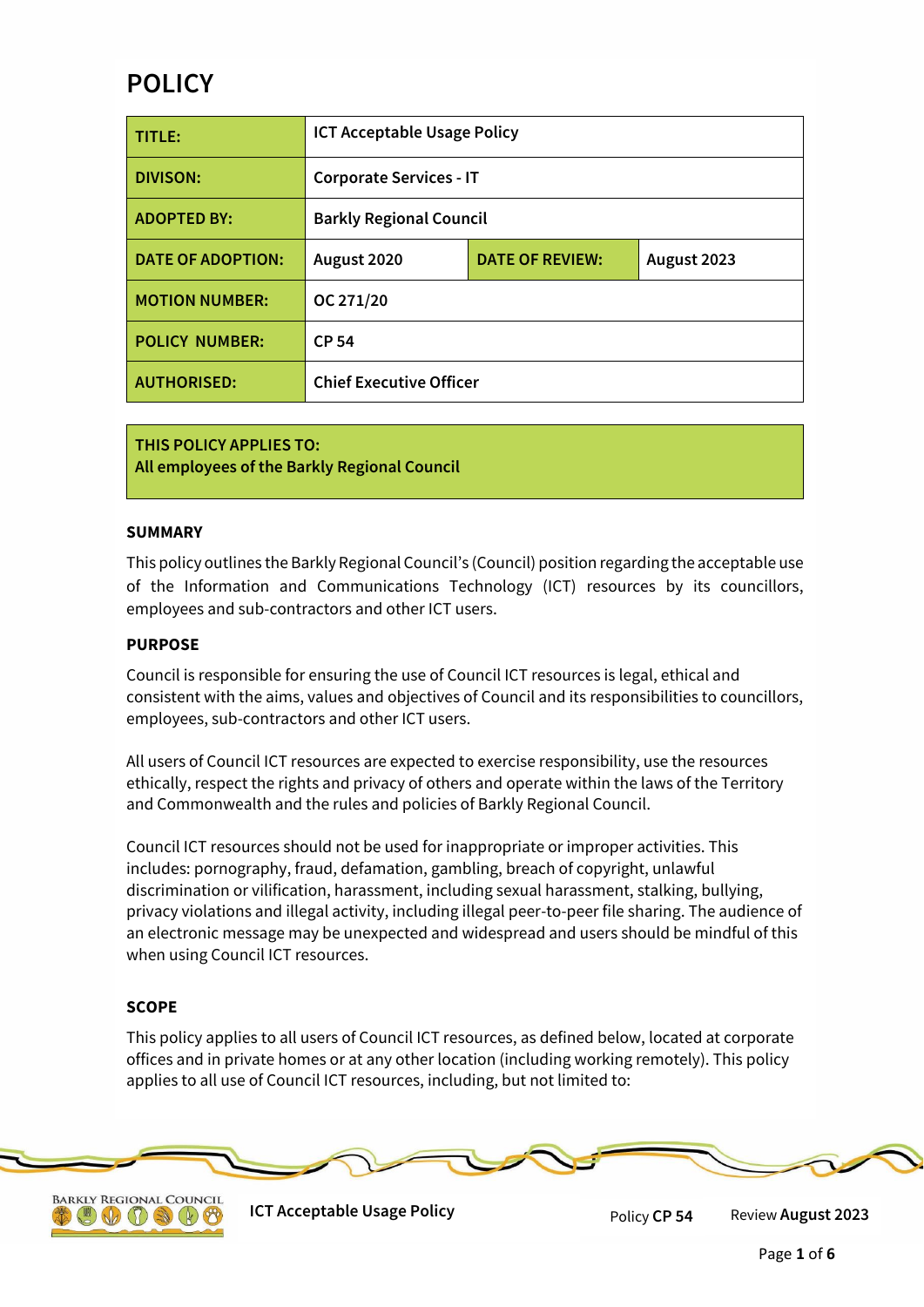# POLICY

| TITLE: | ICT Acceptable Usage Policy | | |
|---|---|---|---|
| DIVISON: | Corporate Services - IT | | |
| ADOPTED BY: | Barkly Regional Council | | |
| DATE OF ADOPTION: | August 2020 | DATE OF REVIEW: | August 2023 |
| MOTION NUMBER: | OC 271/20 | | |
| POLICY NUMBER: | CP 54 | | |
| AUTHORISED: | Chief Executive Officer | | |

**THIS POLICY APPLIES TO:**
**All employees of the Barkly Regional Council**

**SUMMARY**

This policy outlines the Barkly Regional Council's (Council) position regarding the acceptable use of the Information and Communications Technology (ICT) resources by its councillors, employees and sub-contractors and other ICT users.

**PURPOSE**

Council is responsible for ensuring the use of Council ICT resources is legal, ethical and consistent with the aims, values and objectives of Council and its responsibilities to councillors, employees, sub-contractors and other ICT users.

All users of Council ICT resources are expected to exercise responsibility, use the resources ethically, respect the rights and privacy of others and operate within the laws of the Territory and Commonwealth and the rules and policies of Barkly Regional Council.

Council ICT resources should not be used for inappropriate or improper activities. This includes: pornography, fraud, defamation, gambling, breach of copyright, unlawful discrimination or vilification, harassment, including sexual harassment, stalking, bullying, privacy violations and illegal activity, including illegal peer-to-peer file sharing. The audience of an electronic message may be unexpected and widespread and users should be mindful of this when using Council ICT resources.

**SCOPE**

This policy applies to all users of Council ICT resources, as defined below, located at corporate offices and in private homes or at any other location (including working remotely). This policy applies to all use of Council ICT resources, including, but not limited to: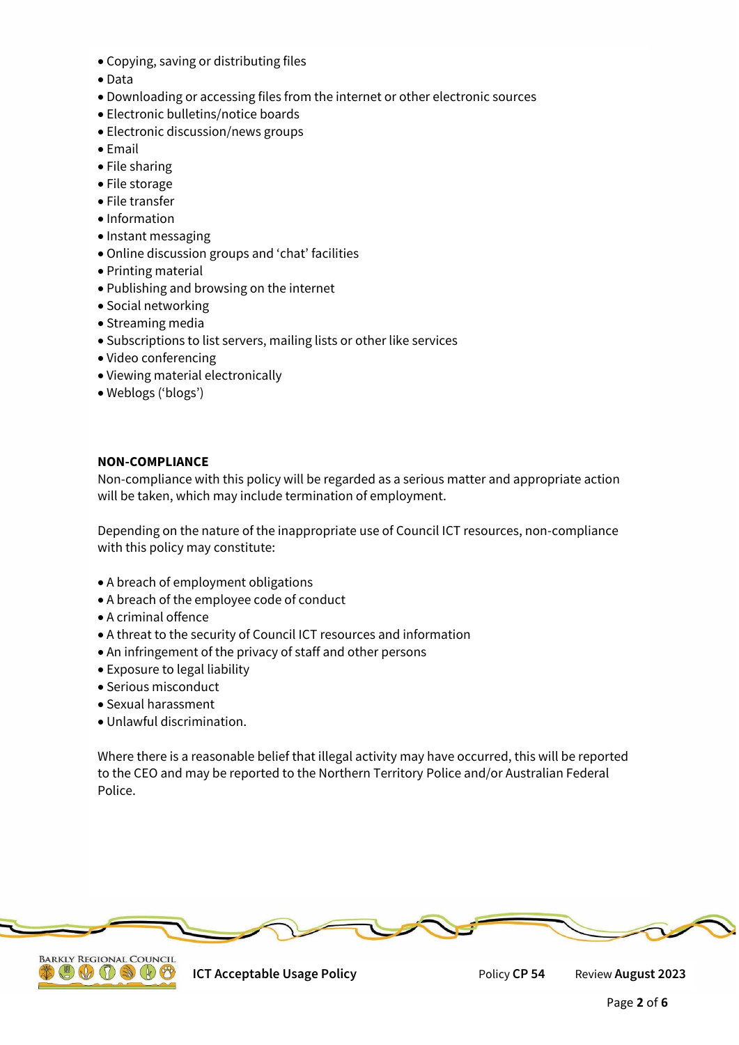- Copying, saving or distributing files
- Data
- Downloading or accessing files from the internet or other electronic sources
- Electronic bulletins/notice boards
- Electronic discussion/news groups
- Email
- File sharing
- File storage
- File transfer
- Information
- Instant messaging
- Online discussion groups and 'chat' facilities
- Printing material
- Publishing and browsing on the internet
- Social networking
- Streaming media
- Subscriptions to list servers, mailing lists or other like services
- Video conferencing
- Viewing material electronically
- Weblogs ('blogs')

**NON-COMPLIANCE**

Non-compliance with this policy will be regarded as a serious matter and appropriate action will be taken, which may include termination of employment.

Depending on the nature of the inappropriate use of Council ICT resources, non-compliance with this policy may constitute:

- A breach of employment obligations
- A breach of the employee code of conduct
- A criminal offence
- A threat to the security of Council ICT resources and information
- An infringement of the privacy of staff and other persons
- Exposure to legal liability
- Serious misconduct
- Sexual harassment
- Unlawful discrimination.

Where there is a reasonable belief that illegal activity may have occurred, this will be reported to the CEO and may be reported to the Northern Territory Police and/or Australian Federal Police.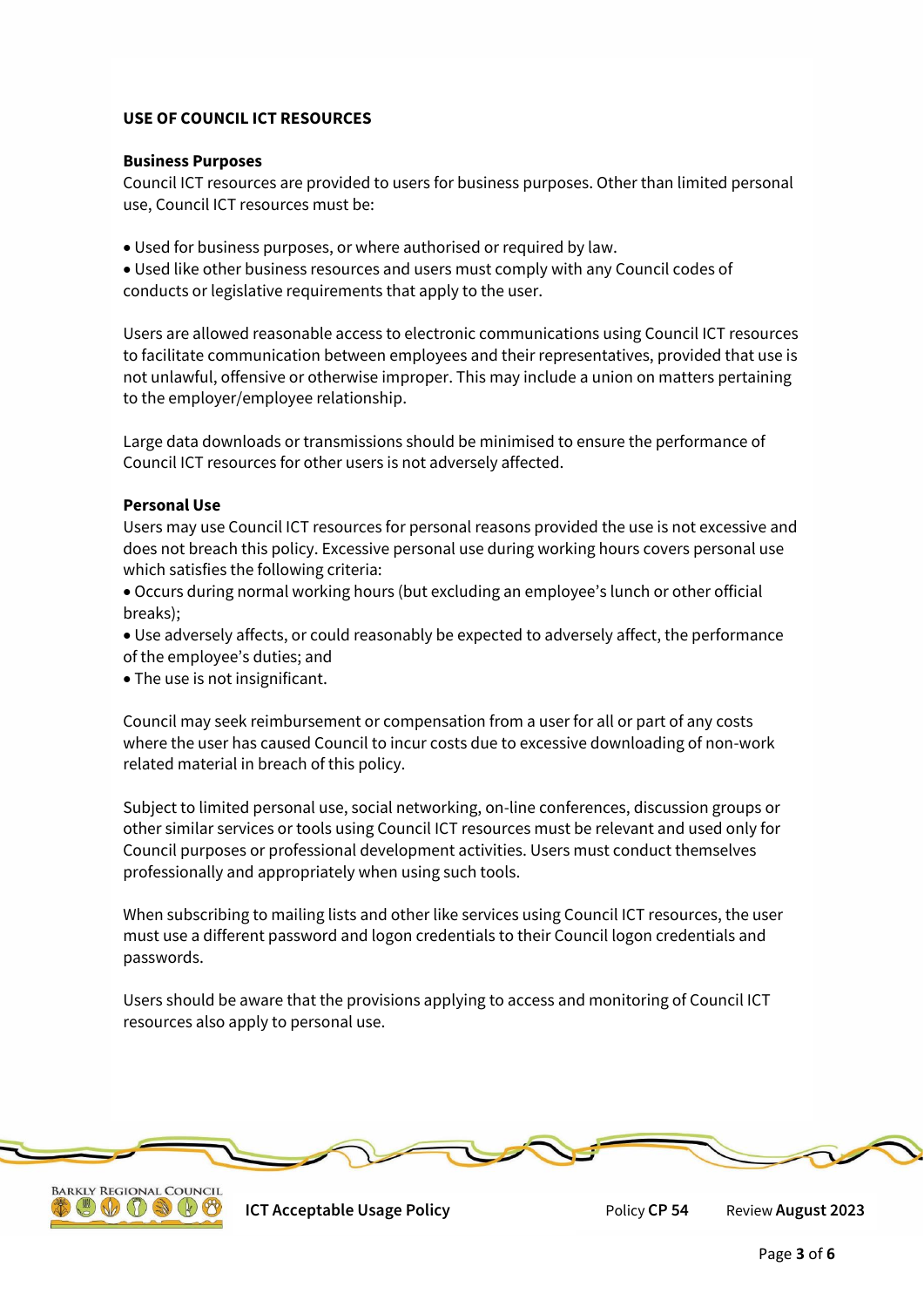**USE OF COUNCIL ICT RESOURCES**

**Business Purposes**

Council ICT resources are provided to users for business purposes. Other than limited personal use, Council ICT resources must be:

- Used for business purposes, or where authorised or required by law.
- Used like other business resources and users must comply with any Council codes of conducts or legislative requirements that apply to the user.

Users are allowed reasonable access to electronic communications using Council ICT resources to facilitate communication between employees and their representatives, provided that use is not unlawful, offensive or otherwise improper. This may include a union on matters pertaining to the employer/employee relationship.

Large data downloads or transmissions should be minimised to ensure the performance of Council ICT resources for other users is not adversely affected.

**Personal Use**

Users may use Council ICT resources for personal reasons provided the use is not excessive and does not breach this policy. Excessive personal use during working hours covers personal use which satisfies the following criteria:

- Occurs during normal working hours (but excluding an employee's lunch or other official breaks);
- Use adversely affects, or could reasonably be expected to adversely affect, the performance of the employee's duties; and
- The use is not insignificant.

Council may seek reimbursement or compensation from a user for all or part of any costs where the user has caused Council to incur costs due to excessive downloading of non-work related material in breach of this policy.

Subject to limited personal use, social networking, on-line conferences, discussion groups or other similar services or tools using Council ICT resources must be relevant and used only for Council purposes or professional development activities. Users must conduct themselves professionally and appropriately when using such tools.

When subscribing to mailing lists and other like services using Council ICT resources, the user must use a different password and logon credentials to their Council logon credentials and passwords.

Users should be aware that the provisions applying to access and monitoring of Council ICT resources also apply to personal use.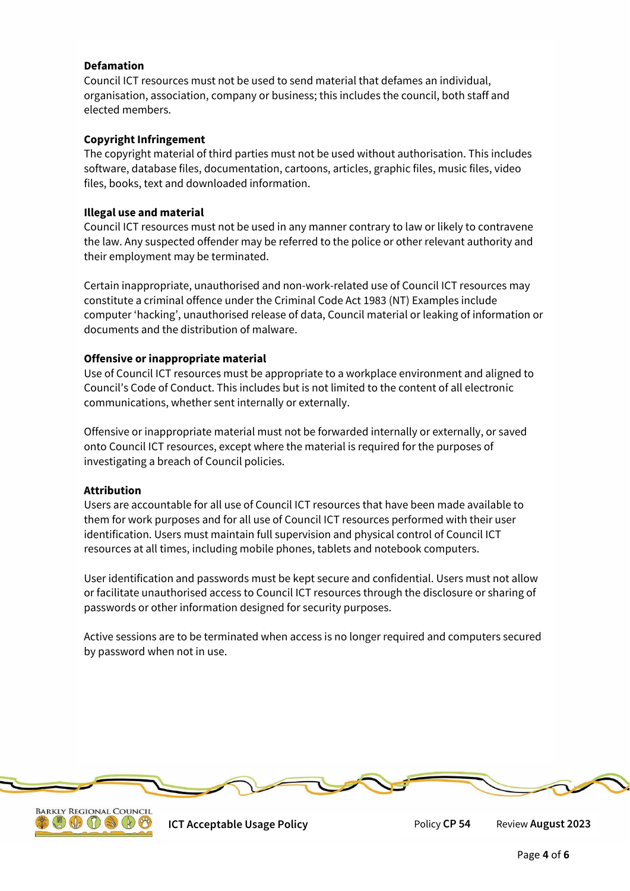**Defamation**

Council ICT resources must not be used to send material that defames an individual, organisation, association, company or business; this includes the council, both staff and elected members.

**Copyright Infringement**

The copyright material of third parties must not be used without authorisation. This includes software, database files, documentation, cartoons, articles, graphic files, music files, video files, books, text and downloaded information.

**Illegal use and material**

Council ICT resources must not be used in any manner contrary to law or likely to contravene the law. Any suspected offender may be referred to the police or other relevant authority and their employment may be terminated.

Certain inappropriate, unauthorised and non-work-related use of Council ICT resources may constitute a criminal offence under the Criminal Code Act 1983 (NT) Examples include computer 'hacking', unauthorised release of data, Council material or leaking of information or documents and the distribution of malware.

**Offensive or inappropriate material**

Use of Council ICT resources must be appropriate to a workplace environment and aligned to Council's Code of Conduct. This includes but is not limited to the content of all electronic communications, whether sent internally or externally.

Offensive or inappropriate material must not be forwarded internally or externally, or saved onto Council ICT resources, except where the material is required for the purposes of investigating a breach of Council policies.

**Attribution**

Users are accountable for all use of Council ICT resources that have been made available to them for work purposes and for all use of Council ICT resources performed with their user identification. Users must maintain full supervision and physical control of Council ICT resources at all times, including mobile phones, tablets and notebook computers.

User identification and passwords must be kept secure and confidential. Users must not allow or facilitate unauthorised access to Council ICT resources through the disclosure or sharing of passwords or other information designed for security purposes.

Active sessions are to be terminated when access is no longer required and computers secured by password when not in use.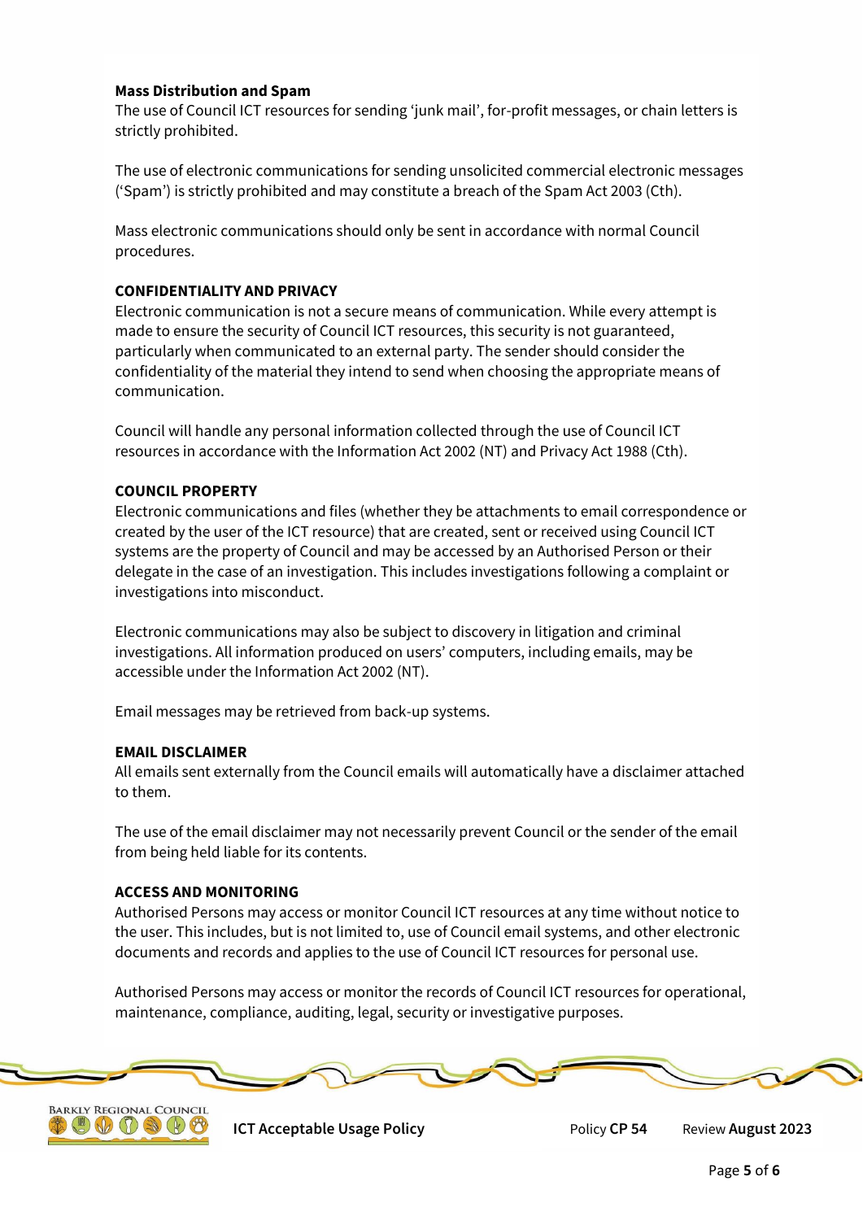#### Mass Distribution and Spam

The use of Council ICT resources for sending 'junk mail', for-profit messages, or chain letters is strictly prohibited.

The use of electronic communications for sending unsolicited commercial electronic messages ('Spam') is strictly prohibited and may constitute a breach of the Spam Act 2003 (Cth).

Mass electronic communications should only be sent in accordance with normal Council procedures.

### CONFIDENTIALITY AND PRIVACY

Electronic communication is not a secure means of communication. While every attempt is made to ensure the security of Council ICT resources, this security is not guaranteed, particularly when communicated to an external party. The sender should consider the confidentiality of the material they intend to send when choosing the appropriate means of communication.

Council will handle any personal information collected through the use of Council ICT resources in accordance with the Information Act 2002 (NT) and Privacy Act 1988 (Cth).

### COUNCIL PROPERTY

Electronic communications and files (whether they be attachments to email correspondence or created by the user of the ICT resource) that are created, sent or received using Council ICT systems are the property of Council and may be accessed by an Authorised Person or their delegate in the case of an investigation. This includes investigations following a complaint or investigations into misconduct.

Electronic communications may also be subject to discovery in litigation and criminal investigations. All information produced on users' computers, including emails, may be accessible under the Information Act 2002 (NT).

Email messages may be retrieved from back-up systems.

### EMAIL DISCLAIMER

All emails sent externally from the Council emails will automatically have a disclaimer attached to them.

The use of the email disclaimer may not necessarily prevent Council or the sender of the email from being held liable for its contents.

### ACCESS AND MONITORING

Authorised Persons may access or monitor Council ICT resources at any time without notice to the user. This includes, but is not limited to, use of Council email systems, and other electronic documents and records and applies to the use of Council ICT resources for personal use.

Authorised Persons may access or monitor the records of Council ICT resources for operational, maintenance, compliance, auditing, legal, security or investigative purposes.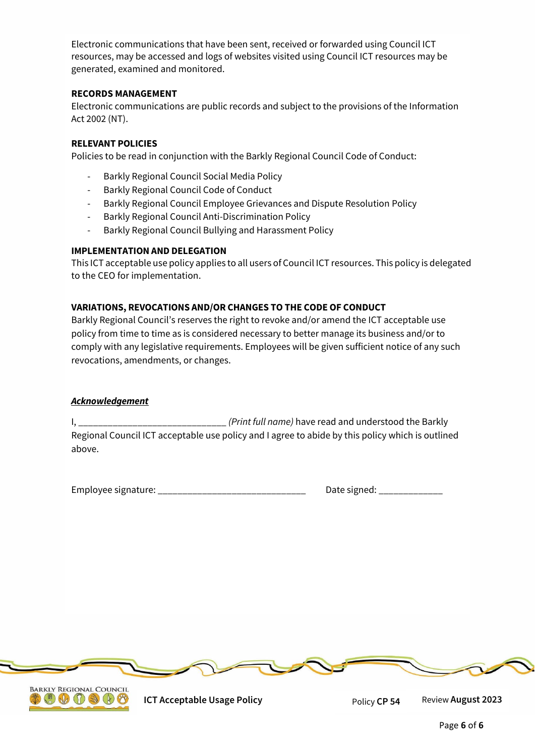Electronic communications that have been sent, received or forwarded using Council ICT resources, may be accessed and logs of websites visited using Council ICT resources may be generated, examined and monitored.

**RECORDS MANAGEMENT**

Electronic communications are public records and subject to the provisions of the Information Act 2002 (NT).

**RELEVANT POLICIES**

Policies to be read in conjunction with the Barkly Regional Council Code of Conduct:

- Barkly Regional Council Social Media Policy
- Barkly Regional Council Code of Conduct
- Barkly Regional Council Employee Grievances and Dispute Resolution Policy
- Barkly Regional Council Anti-Discrimination Policy
- Barkly Regional Council Bullying and Harassment Policy

**IMPLEMENTATION AND DELEGATION**

This ICT acceptable use policy applies to all users of Council ICT resources. This policy is delegated to the CEO for implementation.

**VARIATIONS, REVOCATIONS AND/OR CHANGES TO THE CODE OF CONDUCT**

Barkly Regional Council's reserves the right to revoke and/or amend the ICT acceptable use policy from time to time as is considered necessary to better manage its business and/or to comply with any legislative requirements. Employees will be given sufficient notice of any such revocations, amendments, or changes.

***Acknowledgement***

I, ______________________________ *(Print full name)* have read and understood the Barkly Regional Council ICT acceptable use policy and I agree to abide by this policy which is outlined above.

Employee signature: ______________________________ Date signed: _____________